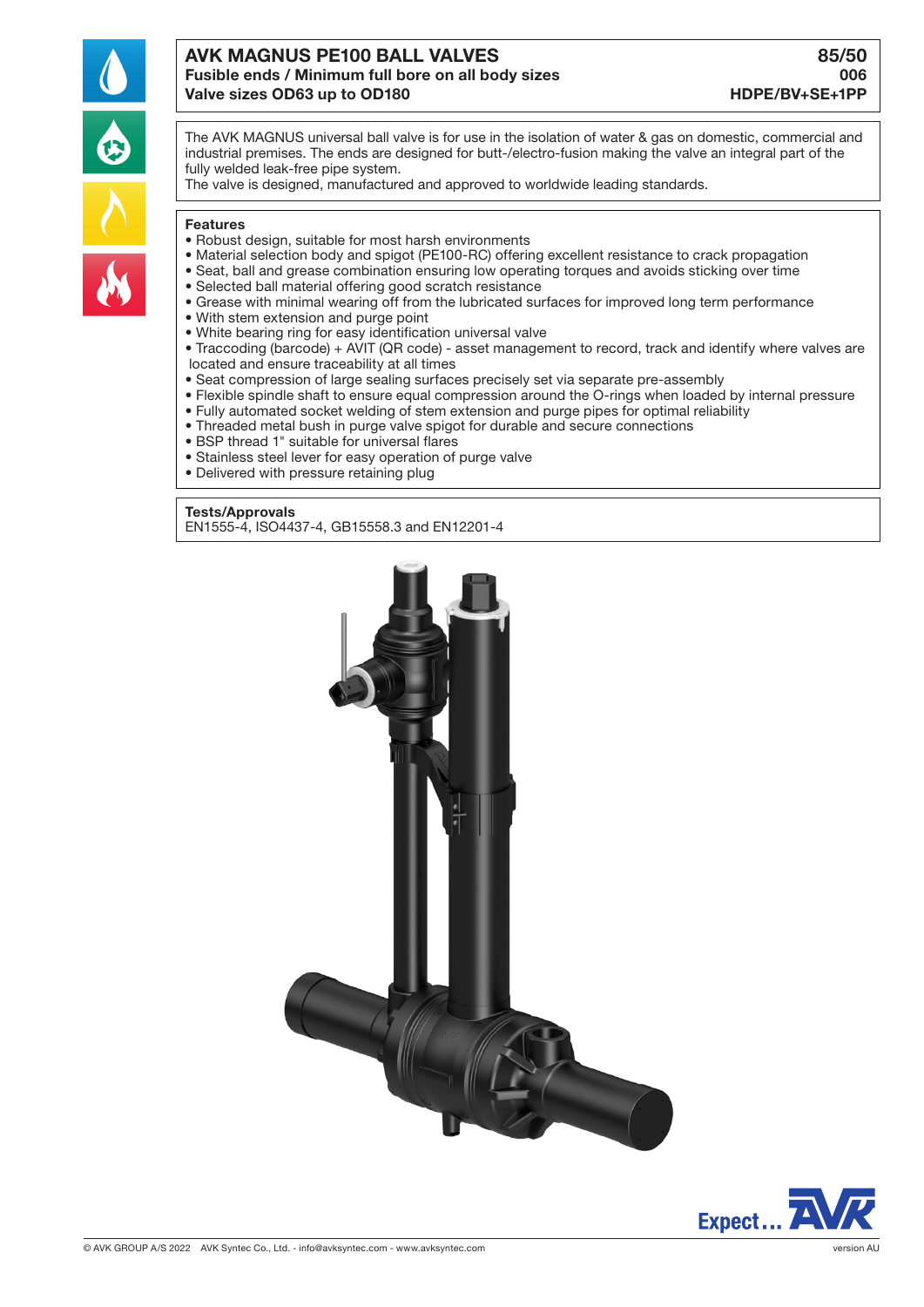# AVK MAGNUS PE100 BALL VALVES

**Fusible ends / Minimum full bore on all body sizes**
**Valve sizes OD63 up to OD180**

**85/50**
**006**
**HDPE/BV+SE+1PP**

The AVK MAGNUS universal ball valve is for use in the isolation of water & gas on domestic, commercial and industrial premises. The ends are designed for butt-/electro-fusion making the valve an integral part of the fully welded leak-free pipe system.
The valve is designed, manufactured and approved to worldwide leading standards.

## Features

- Robust design, suitable for most harsh environments
- Material selection body and spigot (PE100-RC) offering excellent resistance to crack propagation
- Seat, ball and grease combination ensuring low operating torques and avoids sticking over time
- Selected ball material offering good scratch resistance
- Grease with minimal wearing off from the lubricated surfaces for improved long term performance
- With stem extension and purge point
- White bearing ring for easy identification universal valve
- Traccoding (barcode) + AVIT (QR code) - asset management to record, track and identify where valves are located and ensure traceability at all times
- Seat compression of large sealing surfaces precisely set via separate pre-assembly
- Flexible spindle shaft to ensure equal compression around the O-rings when loaded by internal pressure
- Fully automated socket welding of stem extension and purge pipes for optimal reliability
- Threaded metal bush in purge valve spigot for durable and secure connections
- BSP thread 1" suitable for universal flares
- Stainless steel lever for easy operation of purge valve
- Delivered with pressure retaining plug

## Tests/Approvals

EN1555-4, ISO4437-4, GB15558.3 and EN12201-4

© AVK GROUP A/S 2022 AVK Syntec Co., Ltd. - info@avksyntec.com - www.avksyntec.com

version AU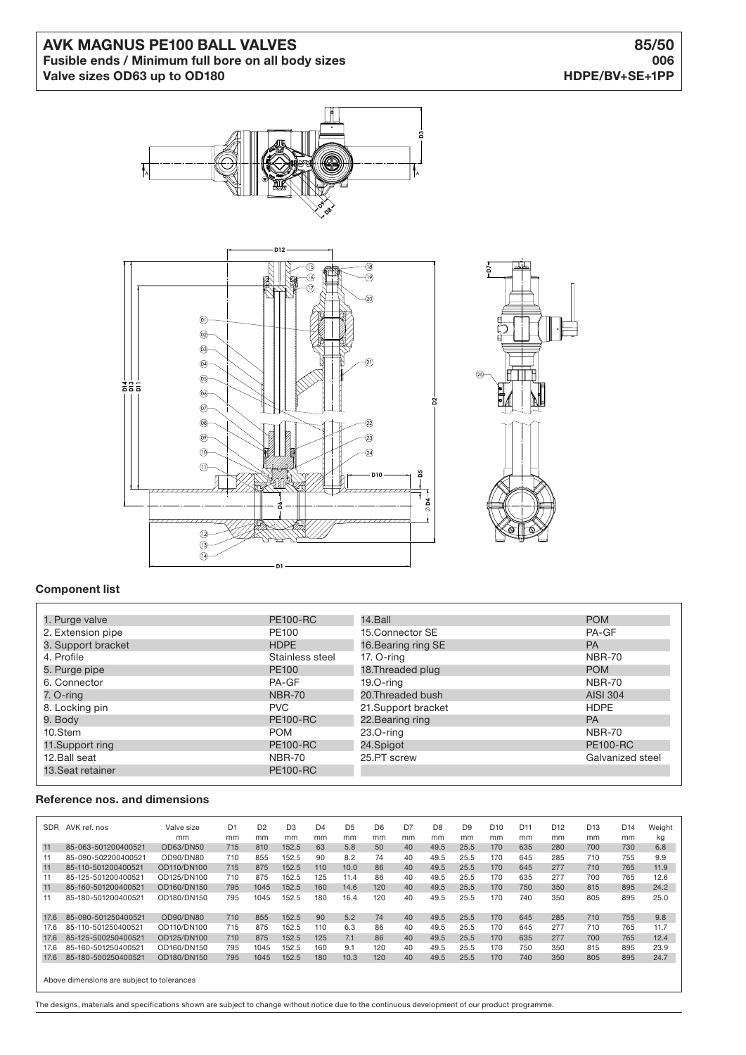# AVK MAGNUS PE100 BALL VALVES

**Fusible ends / Minimum full bore on all body sizes**

**Valve sizes OD63 up to OD180**

**85/50**
**006**
**HDPE/BV+SE+1PP**

## Component list

| | | | |
|---|---|---|---|
| 1. Purge valve | PE100-RC | 14.Ball | POM |
| 2. Extension pipe | PE100 | 15.Connector SE | PA-GF |
| 3. Support bracket | HDPE | 16.Bearing ring SE | PA |
| 4. Profile | Stainless steel | 17. O-ring | NBR-70 |
| 5. Purge pipe | PE100 | 18.Threaded plug | POM |
| 6. Connector | PA-GF | 19.O-ring | NBR-70 |
| 7. O-ring | NBR-70 | 20.Threaded bush | AISI 304 |
| 8. Locking pin | PVC | 21.Support bracket | HDPE |
| 9. Body | PE100-RC | 22.Bearing ring | PA |
| 10.Stem | POM | 23.O-ring | NBR-70 |
| 11.Support ring | PE100-RC | 24.Spigot | PE100-RC |
| 12.Ball seat | NBR-70 | 25.PT screw | Galvanized steel |
| 13.Seat retainer | PE100-RC | | |

## Reference nos. and dimensions

| SDR | AVK ref. nos | Valve size mm | D1 mm | D2 mm | D3 mm | D4 mm | D5 mm | D6 mm | D7 mm | D8 mm | D9 mm | D10 mm | D11 mm | D12 mm | D13 mm | D14 mm | Weight kg |
|---|---|---|---|---|---|---|---|---|---|---|---|---|---|---|---|---|---|
| 11 | 85-063-501200400521 | OD63/DN50 | 715 | 810 | 152.5 | 63 | 5.8 | 50 | 40 | 49.5 | 25.5 | 170 | 635 | 280 | 700 | 730 | 6.8 |
| 11 | 85-090-502200400521 | OD90/DN80 | 710 | 855 | 152.5 | 90 | 8.2 | 74 | 40 | 49.5 | 25.5 | 170 | 645 | 285 | 710 | 755 | 9.9 |
| 11 | 85-110-501200400521 | OD110/DN100 | 715 | 875 | 152.5 | 110 | 10.0 | 86 | 40 | 49.5 | 25.5 | 170 | 645 | 277 | 710 | 765 | 11.9 |
| 11 | 85-125-501200400521 | OD125/DN100 | 710 | 875 | 152.5 | 125 | 11.4 | 86 | 40 | 49.5 | 25.5 | 170 | 635 | 277 | 700 | 765 | 12.6 |
| 11 | 85-160-501200400521 | OD160/DN150 | 795 | 1045 | 152.5 | 160 | 14.6 | 120 | 40 | 49.5 | 25.5 | 170 | 750 | 350 | 815 | 895 | 24.2 |
| 11 | 85-180-501200400521 | OD180/DN150 | 795 | 1045 | 152.5 | 180 | 16.4 | 120 | 40 | 49.5 | 25.5 | 170 | 740 | 350 | 805 | 895 | 25.0 |
| 17.6 | 85-090-501250400521 | OD90/DN80 | 710 | 855 | 152.5 | 90 | 5.2 | 74 | 40 | 49.5 | 25.5 | 170 | 645 | 285 | 710 | 755 | 9.8 |
| 17.6 | 85-110-501250400521 | OD110/DN100 | 715 | 875 | 152.5 | 110 | 6.3 | 86 | 40 | 49.5 | 25.5 | 170 | 645 | 277 | 710 | 765 | 11.7 |
| 17.6 | 85-125-500250400521 | OD125/DN100 | 710 | 875 | 152.5 | 125 | 7.1 | 86 | 40 | 49.5 | 25.5 | 170 | 635 | 277 | 700 | 765 | 12.4 |
| 17.6 | 85-160-501250400521 | OD160/DN150 | 795 | 1045 | 152.5 | 160 | 9.1 | 120 | 40 | 49.5 | 25.5 | 170 | 750 | 350 | 815 | 895 | 23.9 |
| 17.6 | 85-180-500250400521 | OD180/DN150 | 795 | 1045 | 152.5 | 180 | 10.3 | 120 | 40 | 49.5 | 25.5 | 170 | 740 | 350 | 805 | 895 | 24.7 |

Above dimensions are subject to tolerances

The designs, materials and specifications shown are subject to change without notice due to the continuous development of our product programme.